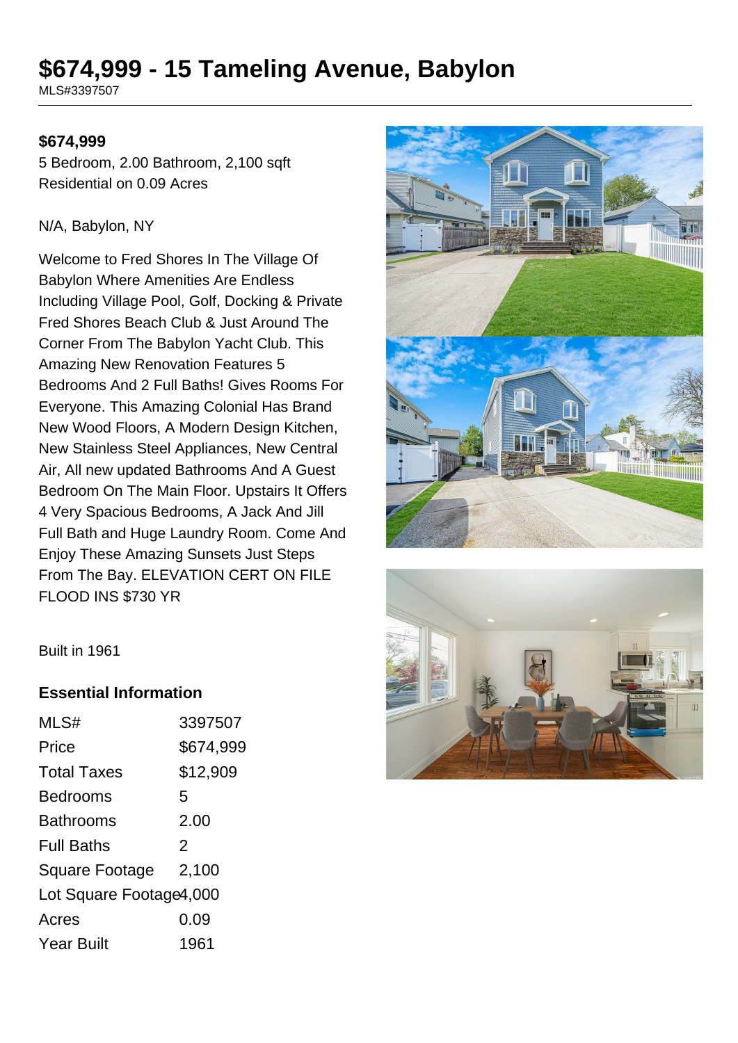# $674,999 - 15 Tameling Avenue, Babylon

MLS#3397507

**$674,999**

5 Bedroom, 2.00 Bathroom, 2,100 sqft
Residential on 0.09 Acres

N/A, Babylon, NY

Welcome to Fred Shores In The Village Of Babylon Where Amenities Are Endless Including Village Pool, Golf, Docking & Private Fred Shores Beach Club & Just Around The Corner From The Babylon Yacht Club. This Amazing New Renovation Features 5 Bedrooms And 2 Full Baths! Gives Rooms For Everyone. This Amazing Colonial Has Brand New Wood Floors, A Modern Design Kitchen, New Stainless Steel Appliances, New Central Air, All new updated Bathrooms And A Guest Bedroom On The Main Floor. Upstairs It Offers 4 Very Spacious Bedrooms, A Jack And Jill Full Bath and Huge Laundry Room. Come And Enjoy These Amazing Sunsets Just Steps From The Bay. ELEVATION CERT ON FILE FLOOD INS $730 YR

Built in 1961

## Essential Information

| | |
|---|---|
| MLS# | 3397507 |
| Price | $674,999 |
| Total Taxes | $12,909 |
| Bedrooms | 5 |
| Bathrooms | 2.00 |
| Full Baths | 2 |
| Square Footage | 2,100 |
| Lot Square Footage | 4,000 |
| Acres | 0.09 |
| Year Built | 1961 |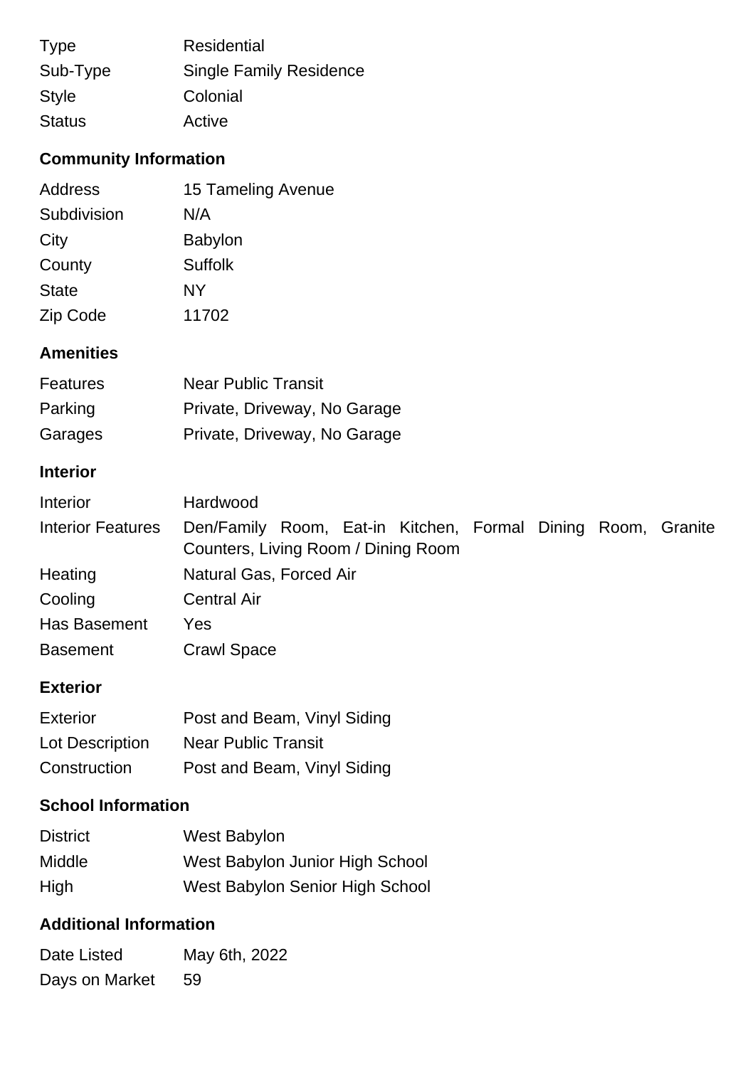| | |
|---|---|
| Type | Residential |
| Sub-Type | Single Family Residence |
| Style | Colonial |
| Status | Active |

### Community Information

| | |
|---|---|
| Address | 15 Tameling Avenue |
| Subdivision | N/A |
| City | Babylon |
| County | Suffolk |
| State | NY |
| Zip Code | 11702 |

### Amenities

| | |
|---|---|
| Features | Near Public Transit |
| Parking | Private, Driveway, No Garage |
| Garages | Private, Driveway, No Garage |

### Interior

| | |
|---|---|
| Interior | Hardwood |
| Interior Features | Den/Family Room, Eat-in Kitchen, Formal Dining Room, Granite Counters, Living Room / Dining Room |
| Heating | Natural Gas, Forced Air |
| Cooling | Central Air |
| Has Basement | Yes |
| Basement | Crawl Space |

### Exterior

| | |
|---|---|
| Exterior | Post and Beam, Vinyl Siding |
| Lot Description | Near Public Transit |
| Construction | Post and Beam, Vinyl Siding |

### School Information

| | |
|---|---|
| District | West Babylon |
| Middle | West Babylon Junior High School |
| High | West Babylon Senior High School |

### Additional Information

| | |
|---|---|
| Date Listed | May 6th, 2022 |
| Days on Market | 59 |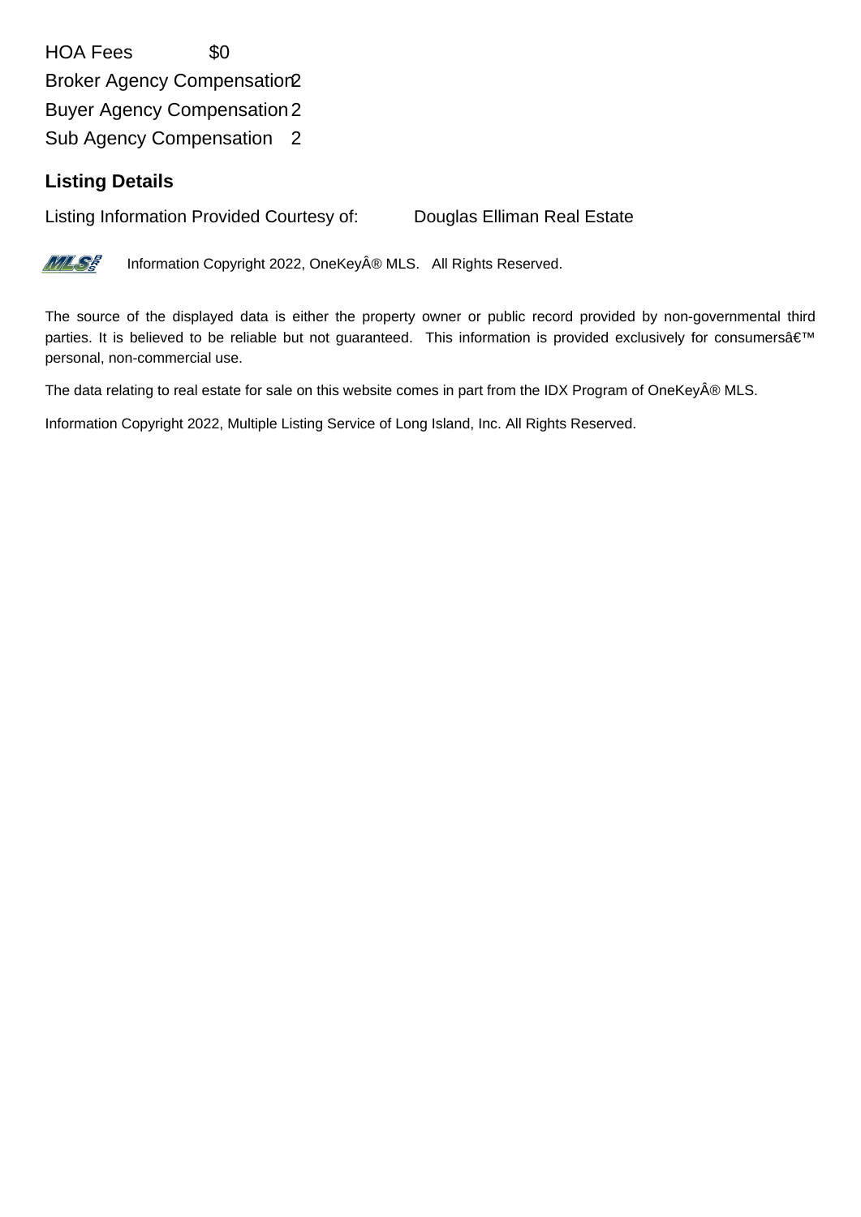| | |
|---|---|
| HOA Fees | $0 |
| Broker Agency Compensation | 2 |
| Buyer Agency Compensation | 2 |
| Sub Agency Compensation | 2 |

## Listing Details

Listing Information Provided Courtesy of: Douglas Elliman Real Estate

Information Copyright 2022, OneKeyÂ® MLS. All Rights Reserved.

The source of the displayed data is either the property owner or public record provided by non-governmental third parties. It is believed to be reliable but not guaranteed. This information is provided exclusively for consumersâ€™ personal, non-commercial use.

The data relating to real estate for sale on this website comes in part from the IDX Program of OneKeyÂ® MLS.

Information Copyright 2022, Multiple Listing Service of Long Island, Inc. All Rights Reserved.